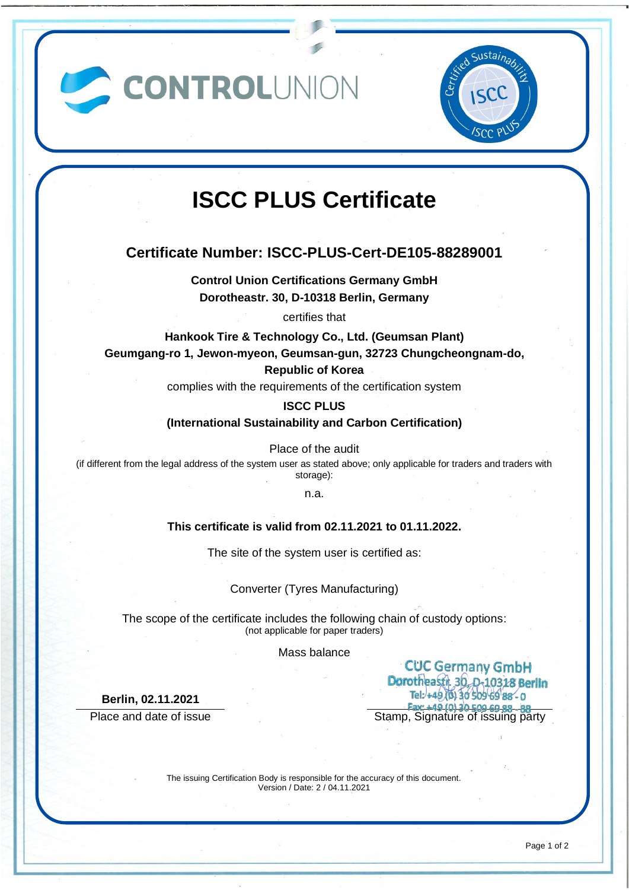CONTROLUNION

Certified Sustainability ISCC ISCC PLUS

# ISCC PLUS Certificate

## Certificate Number: ISCC-PLUS-Cert-DE105-88289001

**Control Union Certifications Germany GmbH**
**Dorotheastr. 30, D-10318 Berlin, Germany**

certifies that

**Hankook Tire & Technology Co., Ltd. (Geumsan Plant)**
**Geumgang-ro 1, Jewon-myeon, Geumsan-gun, 32723 Chungcheongnam-do, Republic of Korea**

complies with the requirements of the certification system

**ISCC PLUS**
**(International Sustainability and Carbon Certification)**

Place of the audit
(if different from the legal address of the system user as stated above; only applicable for traders and traders with storage):

n.a.

**This certificate is valid from 02.11.2021 to 01.11.2022.**

The site of the system user is certified as:

Converter (Tyres Manufacturing)

The scope of the certificate includes the following chain of custody options:
(not applicable for paper traders)

Mass balance

**Berlin, 02.11.2021**
Place and date of issue

CUC Germany GmbH
Dorotheastr. 30, D-10318 Berlin
Tel: +49 (0) 30 509 69 88 - 0
Fax: +49 (0) 30 509 69 88 - 88
Stamp, Signature of issuing party

The issuing Certification Body is responsible for the accuracy of this document.
Version / Date: 2 / 04.11.2021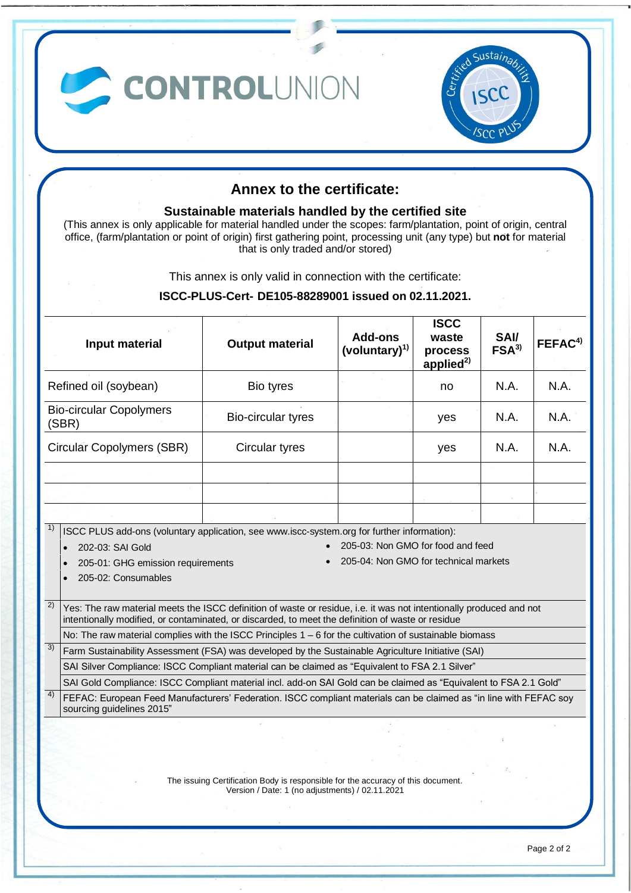CONTROLUNION

Certified Sustainability ISCC – ISCC PLUS

## Annex to the certificate:

### Sustainable materials handled by the certified site

(This annex is only applicable for material handled under the scopes: farm/plantation, point of origin, central office, (farm/plantation or point of origin) first gathering point, processing unit (any type) but **not** for material that is only traded and/or stored)

This annex is only valid in connection with the certificate:

**ISCC-PLUS-Cert- DE105-88289001 issued on 02.11.2021.**

| Input material | Output material | Add-ons (voluntary)[1] | ISCC waste process applied[2] | SAI/ FSA[3] | FEFAC[4] |
|---|---|---|---|---|---|
| Refined oil (soybean) | Bio tyres | | no | N.A. | N.A. |
| Bio-circular Copolymers (SBR) | Bio-circular tyres | | yes | N.A. | N.A. |
| Circular Copolymers (SBR) | Circular tyres | | yes | N.A. | N.A. |
| | | | | | |
| | | | | | |
| | | | | | |

[1] ISCC PLUS add-ons (voluntary application, see www.iscc-system.org for further information):

- 202-03: SAI Gold
- 205-01: GHG emission requirements
- 205-02: Consumables
- 205-03: Non GMO for food and feed
- 205-04: Non GMO for technical markets

[2] Yes: The raw material meets the ISCC definition of waste or residue, i.e. it was not intentionally produced and not intentionally modified, or contaminated, or discarded, to meet the definition of waste or residue

No: The raw material complies with the ISCC Principles 1 – 6 for the cultivation of sustainable biomass

[3] Farm Sustainability Assessment (FSA) was developed by the Sustainable Agriculture Initiative (SAI)

SAI Silver Compliance: ISCC Compliant material can be claimed as "Equivalent to FSA 2.1 Silver"

SAI Gold Compliance: ISCC Compliant material incl. add-on SAI Gold can be claimed as "Equivalent to FSA 2.1 Gold"

[4] FEFAC: European Feed Manufacturers' Federation. ISCC compliant materials can be claimed as "in line with FEFAC soy sourcing guidelines 2015"

The issuing Certification Body is responsible for the accuracy of this document.
Version / Date: 1 (no adjustments) / 02.11.2021